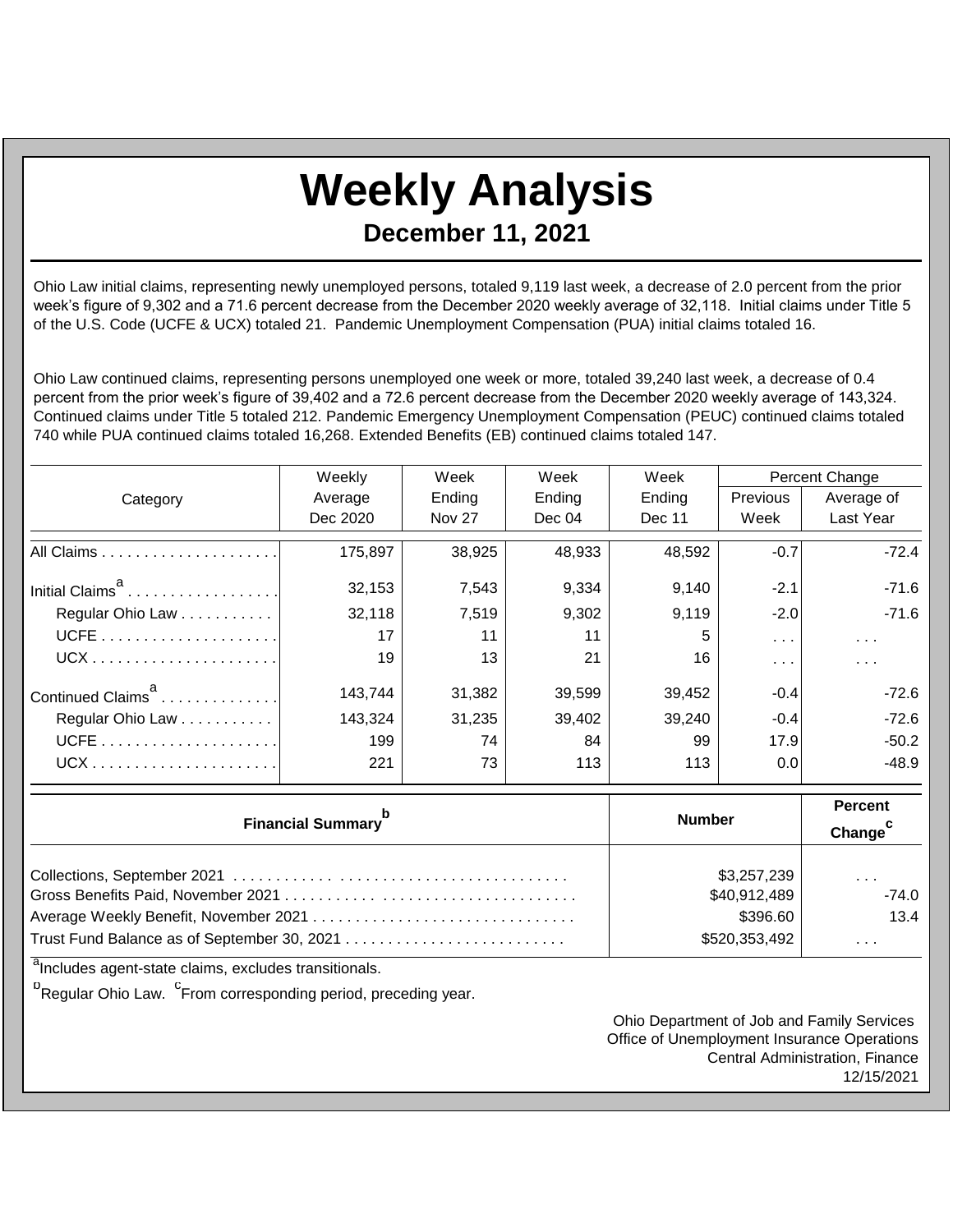# Weekly Analysis

## December 11, 2021

Ohio Law initial claims, representing newly unemployed persons, totaled 9,119 last week, a decrease of 2.0 percent from the prior week's figure of 9,302 and a 71.6 percent decrease from the December 2020 weekly average of 32,118. Initial claims under Title 5 of the U.S. Code (UCFE & UCX) totaled 21. Pandemic Unemployment Compensation (PUA) initial claims totaled 16.

Ohio Law continued claims, representing persons unemployed one week or more, totaled 39,240 last week, a decrease of 0.4 percent from the prior week's figure of 39,402 and a 72.6 percent decrease from the December 2020 weekly average of 143,324. Continued claims under Title 5 totaled 212. Pandemic Emergency Unemployment Compensation (PEUC) continued claims totaled 740 while PUA continued claims totaled 16,268. Extended Benefits (EB) continued claims totaled 147.

| Category | Weekly Average Dec 2020 | Week Ending Nov 27 | Week Ending Dec 04 | Week Ending Dec 11 | Percent Change | |
|---|---|---|---|---|---|---|
| | | | | | Previous Week | Average of Last Year |
| All Claims | 175,897 | 38,925 | 48,933 | 48,592 | -0.7 | -72.4 |
| Initial Claims[a] | 32,153 | 7,543 | 9,334 | 9,140 | -2.1 | -71.6 |
| Regular Ohio Law | 32,118 | 7,519 | 9,302 | 9,119 | -2.0 | -71.6 |
| UCFE | 17 | 11 | 11 | 5 | ... | ... |
| UCX | 19 | 13 | 21 | 16 | ... | ... |
| Continued Claims[a] | 143,744 | 31,382 | 39,599 | 39,452 | -0.4 | -72.6 |
| Regular Ohio Law | 143,324 | 31,235 | 39,402 | 39,240 | -0.4 | -72.6 |
| UCFE | 199 | 74 | 84 | 99 | 17.9 | -50.2 |
| UCX | 221 | 73 | 113 | 113 | 0.0 | -48.9 |

| Financial Summary[b] | Number | Percent Change[c] |
|---|---|---|
| Collections, September 2021 | $3,257,239 | ... |
| Gross Benefits Paid, November 2021 | $40,912,489 | -74.0 |
| Average Weekly Benefit, November 2021 | $396.60 | 13.4 |
| Trust Fund Balance as of September 30, 2021 | $520,353,492 | ... |

[a]Includes agent-state claims, excludes transitionals.

[b]Regular Ohio Law. [c]From corresponding period, preceding year.

Ohio Department of Job and Family Services
Office of Unemployment Insurance Operations
Central Administration, Finance
12/15/2021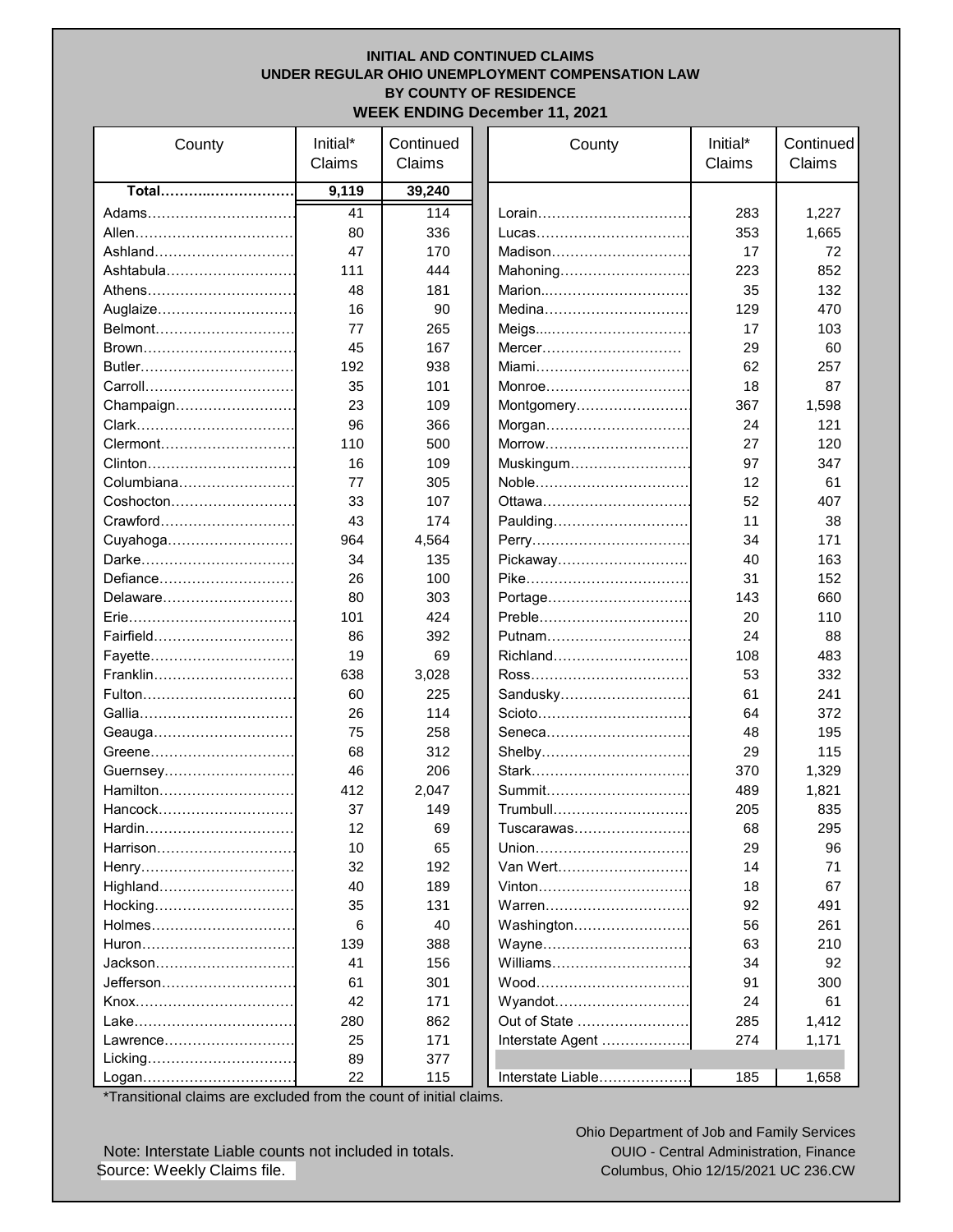**INITIAL AND CONTINUED CLAIMS**
**UNDER REGULAR OHIO UNEMPLOYMENT COMPENSATION LAW**
**BY COUNTY OF RESIDENCE**
**WEEK ENDING December 11, 2021**

| County | Initial* Claims | Continued Claims | County | Initial* Claims | Continued Claims |
|---|---|---|---|---|---|
| **Total** | **9,119** | **39,240** | | | |
| Adams | 41 | 114 | Lorain | 283 | 1,227 |
| Allen | 80 | 336 | Lucas | 353 | 1,665 |
| Ashland | 47 | 170 | Madison | 17 | 72 |
| Ashtabula | 111 | 444 | Mahoning | 223 | 852 |
| Athens | 48 | 181 | Marion | 35 | 132 |
| Auglaize | 16 | 90 | Medina | 129 | 470 |
| Belmont | 77 | 265 | Meigs | 17 | 103 |
| Brown | 45 | 167 | Mercer | 29 | 60 |
| Butler | 192 | 938 | Miami | 62 | 257 |
| Carroll | 35 | 101 | Monroe | 18 | 87 |
| Champaign | 23 | 109 | Montgomery | 367 | 1,598 |
| Clark | 96 | 366 | Morgan | 24 | 121 |
| Clermont | 110 | 500 | Morrow | 27 | 120 |
| Clinton | 16 | 109 | Muskingum | 97 | 347 |
| Columbiana | 77 | 305 | Noble | 12 | 61 |
| Coshocton | 33 | 107 | Ottawa | 52 | 407 |
| Crawford | 43 | 174 | Paulding | 11 | 38 |
| Cuyahoga | 964 | 4,564 | Perry | 34 | 171 |
| Darke | 34 | 135 | Pickaway | 40 | 163 |
| Defiance | 26 | 100 | Pike | 31 | 152 |
| Delaware | 80 | 303 | Portage | 143 | 660 |
| Erie | 101 | 424 | Preble | 20 | 110 |
| Fairfield | 86 | 392 | Putnam | 24 | 88 |
| Fayette | 19 | 69 | Richland | 108 | 483 |
| Franklin | 638 | 3,028 | Ross | 53 | 332 |
| Fulton | 60 | 225 | Sandusky | 61 | 241 |
| Gallia | 26 | 114 | Scioto | 64 | 372 |
| Geauga | 75 | 258 | Seneca | 48 | 195 |
| Greene | 68 | 312 | Shelby | 29 | 115 |
| Guernsey | 46 | 206 | Stark | 370 | 1,329 |
| Hamilton | 412 | 2,047 | Summit | 489 | 1,821 |
| Hancock | 37 | 149 | Trumbull | 205 | 835 |
| Hardin | 12 | 69 | Tuscarawas | 68 | 295 |
| Harrison | 10 | 65 | Union | 29 | 96 |
| Henry | 32 | 192 | Van Wert | 14 | 71 |
| Highland | 40 | 189 | Vinton | 18 | 67 |
| Hocking | 35 | 131 | Warren | 92 | 491 |
| Holmes | 6 | 40 | Washington | 56 | 261 |
| Huron | 139 | 388 | Wayne | 63 | 210 |
| Jackson | 41 | 156 | Williams | 34 | 92 |
| Jefferson | 61 | 301 | Wood | 91 | 300 |
| Knox | 42 | 171 | Wyandot | 24 | 61 |
| Lake | 280 | 862 | Out of State | 285 | 1,412 |
| Lawrence | 25 | 171 | Interstate Agent | 274 | 1,171 |
| Licking | 89 | 377 | | | |
| Logan | 22 | 115 | Interstate Liable | 185 | 1,658 |

*Transitional claims are excluded from the count of initial claims.

Note: Interstate Liable counts not included in totals.
Source: Weekly Claims file.

Ohio Department of Job and Family Services
OUIO - Central Administration, Finance
Columbus, Ohio 12/15/2021 UC 236.CW